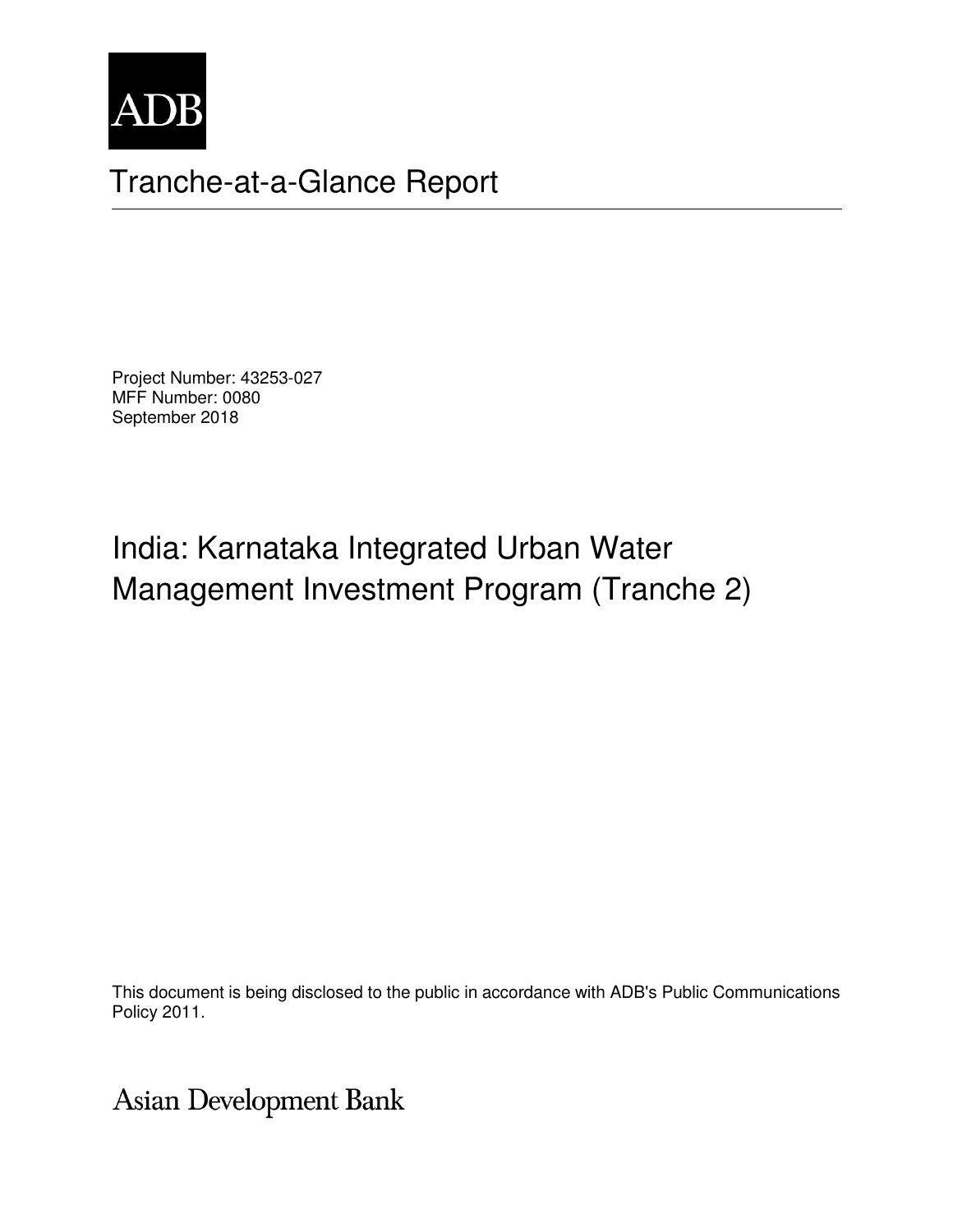ADB

# Tranche-at-a-Glance Report

Project Number: 43253-027
MFF Number: 0080
September 2018

# India: Karnataka Integrated Urban Water Management Investment Program (Tranche 2)

This document is being disclosed to the public in accordance with ADB's Public Communications Policy 2011.

Asian Development Bank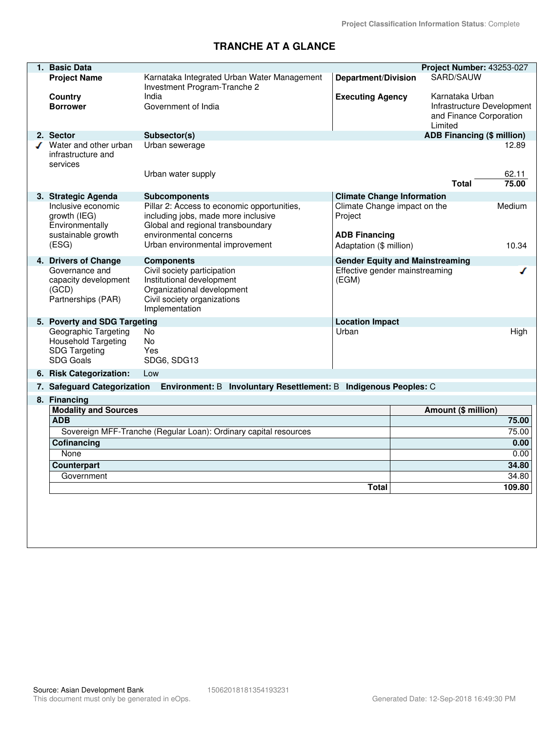Project Classification Information Status: Complete

# TRANCHE AT A GLANCE

## 1. Basic Data

**Project Number:** 43253-027

| | | | |
|---|---|---|---|
| **Project Name** | Karnataka Integrated Urban Water Management Investment Program-Tranche 2 | **Department/Division** | SARD/SAUW |
| **Country** | India | **Executing Agency** | Karnataka Urban Infrastructure Development and Finance Corporation Limited |
| **Borrower** | Government of India | | |

## 2. Sector

| Sector | Subsector(s) | ADB Financing ($ million) |
|---|---|---|
| ✓ Water and other urban infrastructure and services | Urban sewerage | 12.89 |
| | Urban water supply | 62.11 |
| | **Total** | **75.00** |

## 3. Strategic Agenda

| Strategic Agenda | Subcomponents |
|---|---|
| Inclusive economic growth (IEG) | Pillar 2: Access to economic opportunities, including jobs, made more inclusive |
| Environmentally sustainable growth (ESG) | Global and regional transboundary environmental concerns |
| | Urban environmental improvement |

**Climate Change Information**

| | |
|---|---|
| Climate Change impact on the Project | Medium |
| **ADB Financing** | |
| Adaptation ($ million) | 10.34 |

## 4. Drivers of Change

| Drivers of Change | Components |
|---|---|
| Governance and capacity development (GCD) | Civil society participation |
| | Institutional development |
| | Organizational development |
| Partnerships (PAR) | Civil society organizations |
| | Implementation |

**Gender Equity and Mainstreaming**

| | |
|---|---|
| Effective gender mainstreaming (EGM) | ✓ |

## 5. Poverty and SDG Targeting

| | |
|---|---|
| Geographic Targeting | No |
| Household Targeting | No |
| SDG Targeting | Yes |
| SDG Goals | SDG6, SDG13 |

**Location Impact**

| | |
|---|---|
| Urban | High |

## 6. Risk Categorization: Low

## 7. Safeguard Categorization

**Environment:** B **Involuntary Resettlement:** B **Indigenous Peoples:** C

## 8. Financing

| Modality and Sources | Amount ($ million) |
|---|---|
| **ADB** | **75.00** |
| Sovereign MFF-Tranche (Regular Loan): Ordinary capital resources | 75.00 |
| **Cofinancing** | **0.00** |
| None | 0.00 |
| **Counterpart** | **34.80** |
| Government | 34.80 |
| **Total** | **109.80** |

Source: Asian Development Bank 15062018181354193231

This document must only be generated in eOps. Generated Date: 12-Sep-2018 16:49:30 PM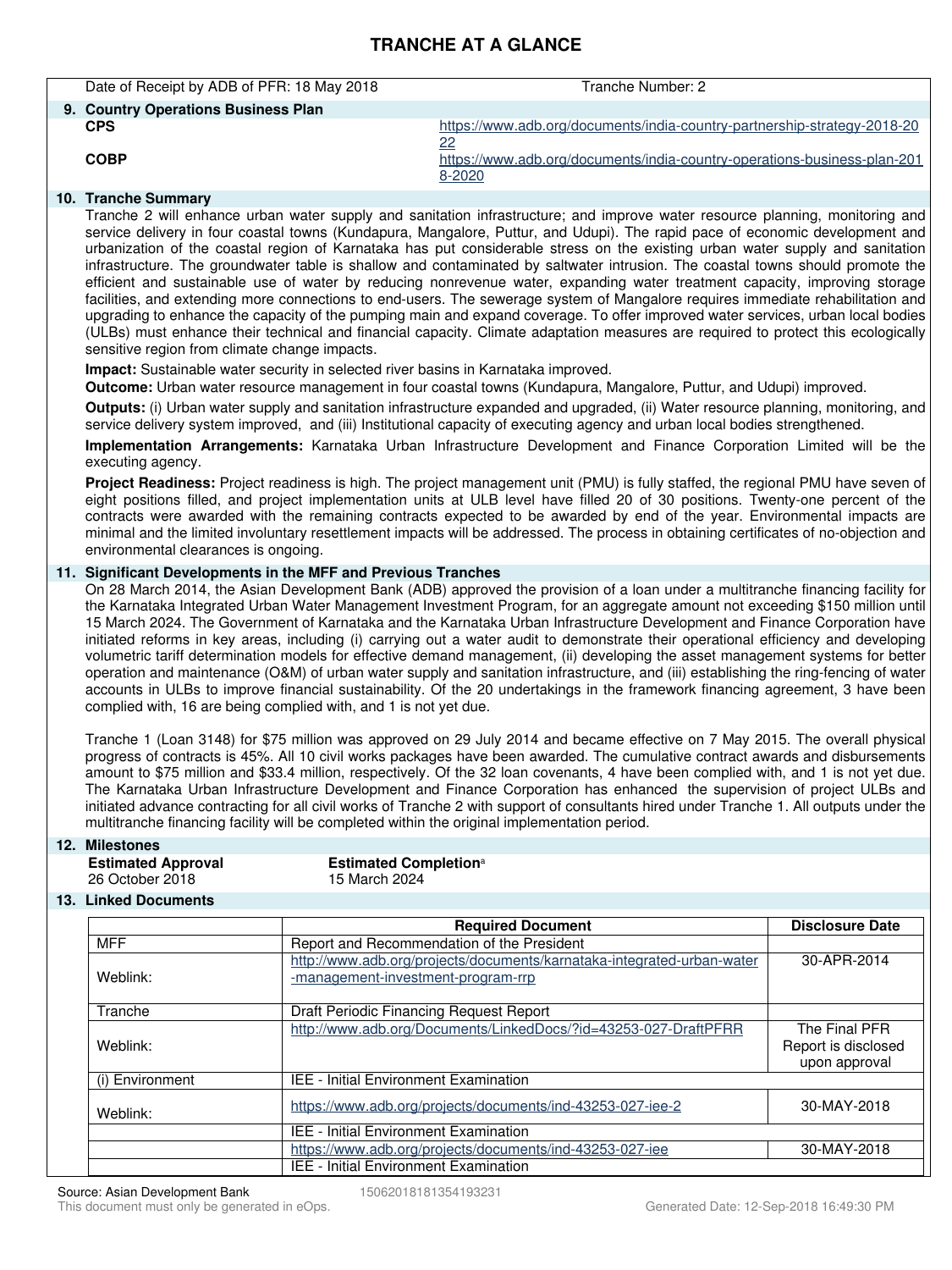# TRANCHE AT A GLANCE

| Date of Receipt by ADB of PFR: 18 May 2018 | Tranche Number: 2 |
|---|---|

### 9. Country Operations Business Plan

| | |
|---|---|
| **CPS** | https://www.adb.org/documents/india-country-partnership-strategy-2018-2022 |
| **COBP** | https://www.adb.org/documents/india-country-operations-business-plan-2018-2020 |

### 10. Tranche Summary

Tranche 2 will enhance urban water supply and sanitation infrastructure; and improve water resource planning, monitoring and service delivery in four coastal towns (Kundapura, Mangalore, Puttur, and Udupi). The rapid pace of economic development and urbanization of the coastal region of Karnataka has put considerable stress on the existing urban water supply and sanitation infrastructure. The groundwater table is shallow and contaminated by saltwater intrusion. The coastal towns should promote the efficient and sustainable use of water by reducing nonrevenue water, expanding water treatment capacity, improving storage facilities, and extending more connections to end-users. The sewerage system of Mangalore requires immediate rehabilitation and upgrading to enhance the capacity of the pumping main and expand coverage. To offer improved water services, urban local bodies (ULBs) must enhance their technical and financial capacity. Climate adaptation measures are required to protect this ecologically sensitive region from climate change impacts.

**Impact:** Sustainable water security in selected river basins in Karnataka improved.

**Outcome:** Urban water resource management in four coastal towns (Kundapura, Mangalore, Puttur, and Udupi) improved.

**Outputs:** (i) Urban water supply and sanitation infrastructure expanded and upgraded, (ii) Water resource planning, monitoring, and service delivery system improved, and (iii) Institutional capacity of executing agency and urban local bodies strengthened.

**Implementation Arrangements:** Karnataka Urban Infrastructure Development and Finance Corporation Limited will be the executing agency.

**Project Readiness:** Project readiness is high. The project management unit (PMU) is fully staffed, the regional PMU have seven of eight positions filled, and project implementation units at ULB level have filled 20 of 30 positions. Twenty-one percent of the contracts were awarded with the remaining contracts expected to be awarded by end of the year. Environmental impacts are minimal and the limited involuntary resettlement impacts will be addressed. The process in obtaining certificates of no-objection and environmental clearances is ongoing.

### 11. Significant Developments in the MFF and Previous Tranches

On 28 March 2014, the Asian Development Bank (ADB) approved the provision of a loan under a multitranche financing facility for the Karnataka Integrated Urban Water Management Investment Program, for an aggregate amount not exceeding $150 million until 15 March 2024. The Government of Karnataka and the Karnataka Urban Infrastructure Development and Finance Corporation have initiated reforms in key areas, including (i) carrying out a water audit to demonstrate their operational efficiency and developing volumetric tariff determination models for effective demand management, (ii) developing the asset management systems for better operation and maintenance (O&M) of urban water supply and sanitation infrastructure, and (iii) establishing the ring-fencing of water accounts in ULBs to improve financial sustainability. Of the 20 undertakings in the framework financing agreement, 3 have been complied with, 16 are being complied with, and 1 is not yet due.

Tranche 1 (Loan 3148) for $75 million was approved on 29 July 2014 and became effective on 7 May 2015. The overall physical progress of contracts is 45%. All 10 civil works packages have been awarded. The cumulative contract awards and disbursements amount to $75 million and $33.4 million, respectively. Of the 32 loan covenants, 4 have been complied with, and 1 is not yet due. The Karnataka Urban Infrastructure Development and Finance Corporation has enhanced the supervision of project ULBs and initiated advance contracting for all civil works of Tranche 2 with support of consultants hired under Tranche 1. All outputs under the multitranche financing facility will be completed within the original implementation period.

### 12. Milestones

| Estimated Approval | Estimated Completion[a] |
|---|---|
| 26 October 2018 | 15 March 2024 |

### 13. Linked Documents

| | Required Document | Disclosure Date |
|---|---|---|
| MFF | Report and Recommendation of the President | |
| Weblink: | http://www.adb.org/projects/documents/karnataka-integrated-urban-water-management-investment-program-rrp | 30-APR-2014 |
| Tranche | Draft Periodic Financing Request Report | |
| Weblink: | http://www.adb.org/Documents/LinkedDocs/?id=43253-027-DraftPFRR | The Final PFR Report is disclosed upon approval |
| (i) Environment | IEE - Initial Environment Examination | |
| Weblink: | https://www.adb.org/projects/documents/ind-43253-027-iee-2 | 30-MAY-2018 |
| | IEE - Initial Environment Examination | |
| | https://www.adb.org/projects/documents/ind-43253-027-iee | 30-MAY-2018 |
| | IEE - Initial Environment Examination | |

Source: Asian Development Bank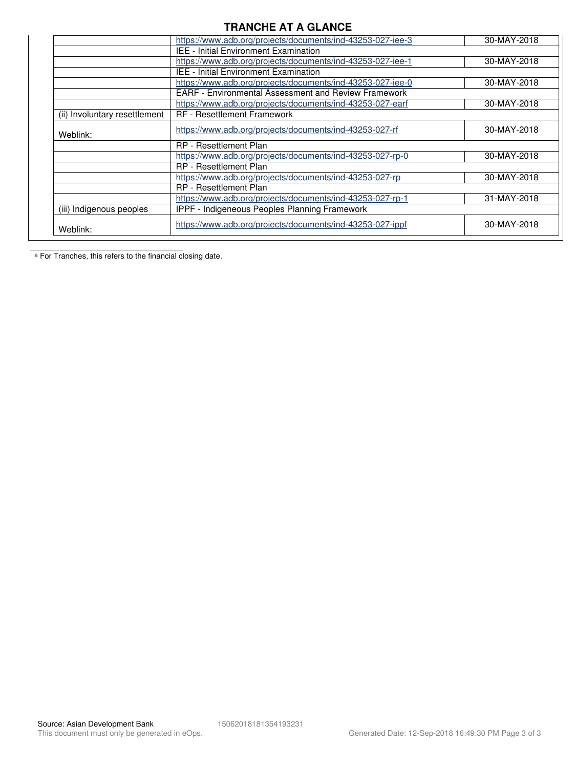## TRANCHE AT A GLANCE

| | | |
|---|---|---|
| | https://www.adb.org/projects/documents/ind-43253-027-iee-3 | 30-MAY-2018 |
| | IEE - Initial Environment Examination | |
| | https://www.adb.org/projects/documents/ind-43253-027-iee-1 | 30-MAY-2018 |
| | IEE - Initial Environment Examination | |
| | https://www.adb.org/projects/documents/ind-43253-027-iee-0 | 30-MAY-2018 |
| | EARF - Environmental Assessment and Review Framework | |
| | https://www.adb.org/projects/documents/ind-43253-027-earf | 30-MAY-2018 |
| (ii) Involuntary resettlement | RF - Resettlement Framework | |
| Weblink: | https://www.adb.org/projects/documents/ind-43253-027-rf | 30-MAY-2018 |
| | RP - Resettlement Plan | |
| | https://www.adb.org/projects/documents/ind-43253-027-rp-0 | 30-MAY-2018 |
| | RP - Resettlement Plan | |
| | https://www.adb.org/projects/documents/ind-43253-027-rp | 30-MAY-2018 |
| | RP - Resettlement Plan | |
| | https://www.adb.org/projects/documents/ind-43253-027-rp-1 | 31-MAY-2018 |
| (iii) Indigenous peoples | IPPF - Indigeneous Peoples Planning Framework | |
| Weblink: | https://www.adb.org/projects/documents/ind-43253-027-ippf | 30-MAY-2018 |

[a] For Tranches, this refers to the financial closing date.